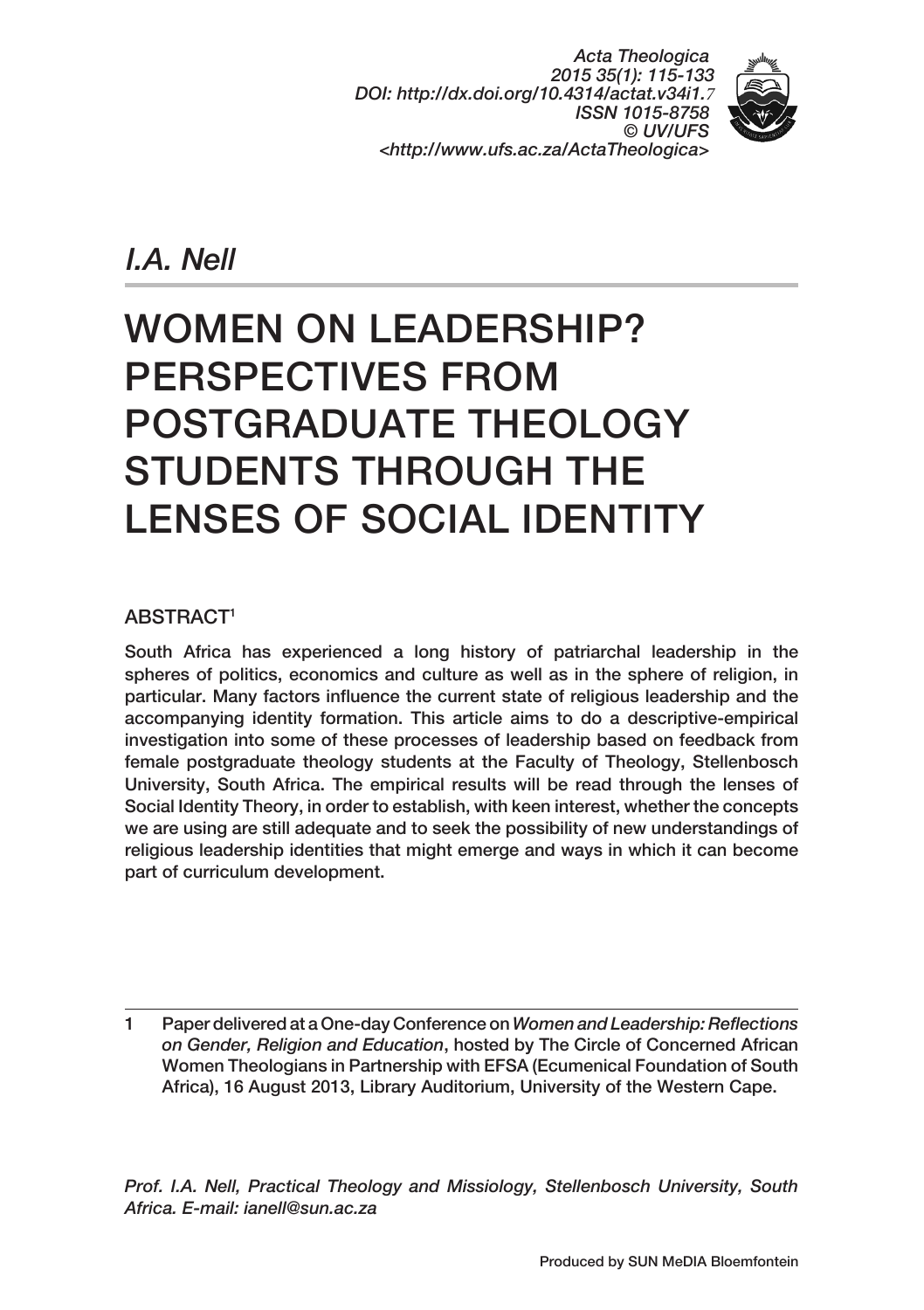*I.A. Nell*

# WOMEN ON LEADERSHIP? PERSPECTIVES FROM POSTGRADUATE THEOLOGY STUDENTS THROUGH THE LENSES OF SOCIAL IDENTITY

## ABSTRACT[1]

South Africa has experienced a long history of patriarchal leadership in the spheres of politics, economics and culture as well as in the sphere of religion, in particular. Many factors influence the current state of religious leadership and the accompanying identity formation. This article aims to do a descriptive-empirical investigation into some of these processes of leadership based on feedback from female postgraduate theology students at the Faculty of Theology, Stellenbosch University, South Africa. The empirical results will be read through the lenses of Social Identity Theory, in order to establish, with keen interest, whether the concepts we are using are still adequate and to seek the possibility of new understandings of religious leadership identities that might emerge and ways in which it can become part of curriculum development.

---

1 Paper delivered at a One-day Conference on *Women and Leadership: Reflections on Gender, Religion and Education*, hosted by The Circle of Concerned African Women Theologians in Partnership with EFSA (Ecumenical Foundation of South Africa), 16 August 2013, Library Auditorium, University of the Western Cape.

*Prof. I.A. Nell, Practical Theology and Missiology, Stellenbosch University, South Africa. E-mail: ianell@sun.ac.za*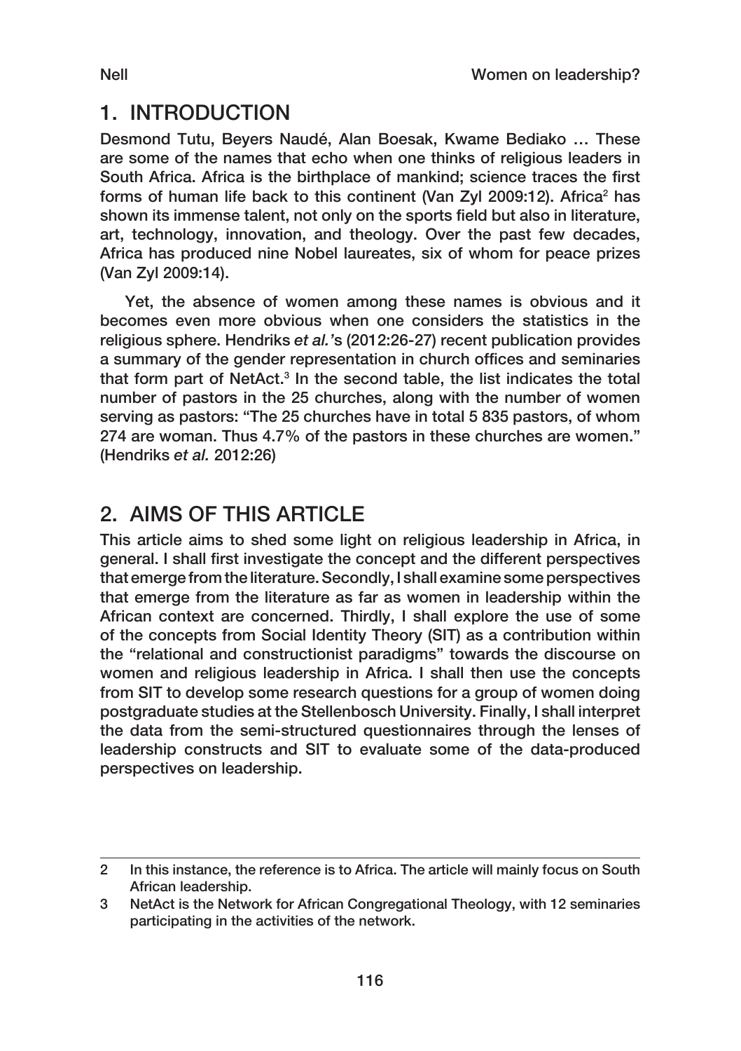## 1. INTRODUCTION

Desmond Tutu, Beyers Naudé, Alan Boesak, Kwame Bediako … These are some of the names that echo when one thinks of religious leaders in South Africa. Africa is the birthplace of mankind; science traces the first forms of human life back to this continent (Van Zyl 2009:12). Africa[2] has shown its immense talent, not only on the sports field but also in literature, art, technology, innovation, and theology. Over the past few decades, Africa has produced nine Nobel laureates, six of whom for peace prizes (Van Zyl 2009:14).

Yet, the absence of women among these names is obvious and it becomes even more obvious when one considers the statistics in the religious sphere. Hendriks *et al.*'s (2012:26-27) recent publication provides a summary of the gender representation in church offices and seminaries that form part of NetAct.[3] In the second table, the list indicates the total number of pastors in the 25 churches, along with the number of women serving as pastors: "The 25 churches have in total 5 835 pastors, of whom 274 are woman. Thus 4.7% of the pastors in these churches are women." (Hendriks *et al.* 2012:26)

## 2. AIMS OF THIS ARTICLE

This article aims to shed some light on religious leadership in Africa, in general. I shall first investigate the concept and the different perspectives that emerge from the literature. Secondly, I shall examine some perspectives that emerge from the literature as far as women in leadership within the African context are concerned. Thirdly, I shall explore the use of some of the concepts from Social Identity Theory (SIT) as a contribution within the "relational and constructionist paradigms" towards the discourse on women and religious leadership in Africa. I shall then use the concepts from SIT to develop some research questions for a group of women doing postgraduate studies at the Stellenbosch University. Finally, I shall interpret the data from the semi-structured questionnaires through the lenses of leadership constructs and SIT to evaluate some of the data-produced perspectives on leadership.

---

2 In this instance, the reference is to Africa. The article will mainly focus on South African leadership.

3 NetAct is the Network for African Congregational Theology, with 12 seminaries participating in the activities of the network.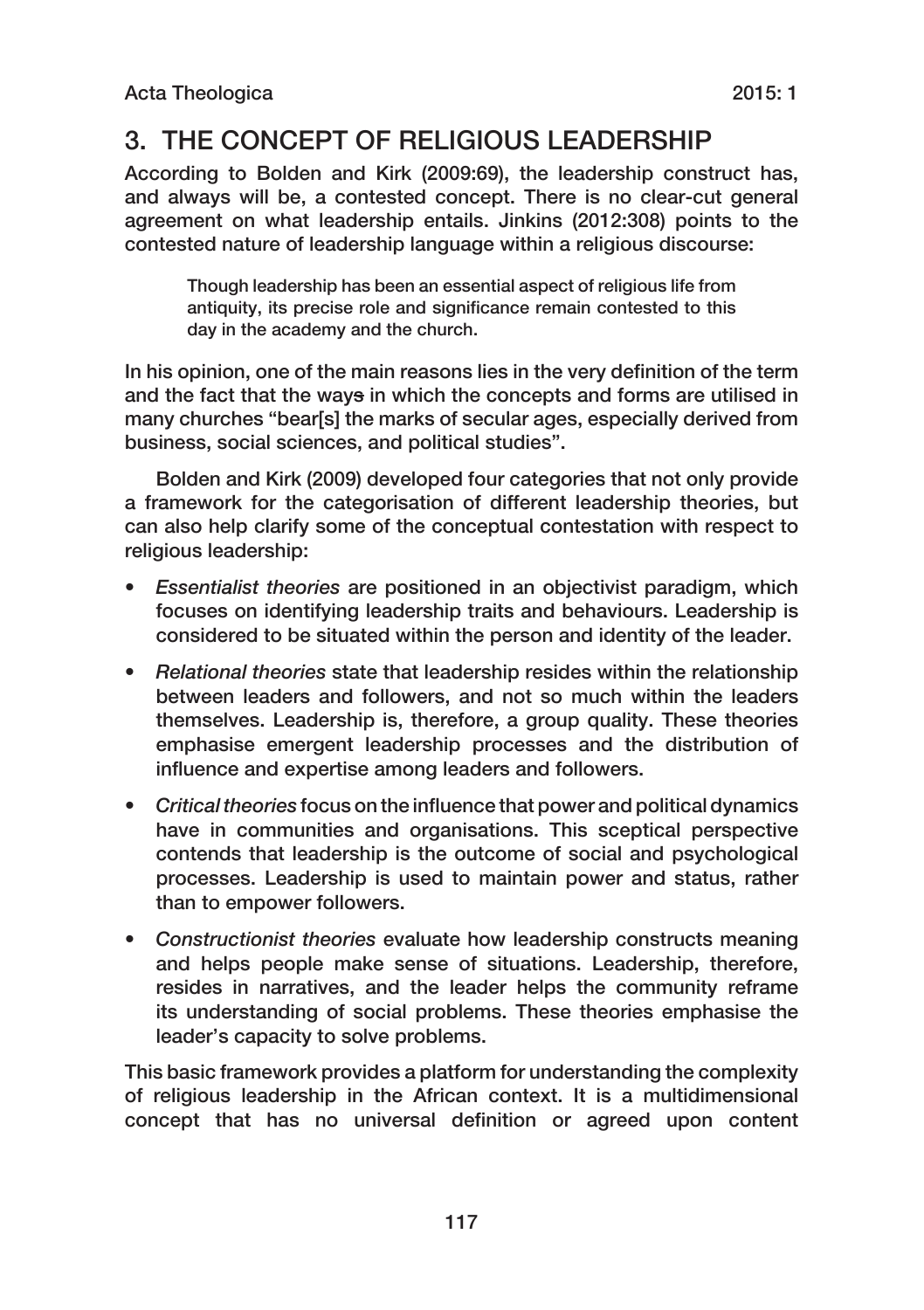## 3. THE CONCEPT OF RELIGIOUS LEADERSHIP

According to Bolden and Kirk (2009:69), the leadership construct has, and always will be, a contested concept. There is no clear-cut general agreement on what leadership entails. Jinkins (2012:308) points to the contested nature of leadership language within a religious discourse:

> Though leadership has been an essential aspect of religious life from antiquity, its precise role and significance remain contested to this day in the academy and the church.

In his opinion, one of the main reasons lies in the very definition of the term and the fact that the ways in which the concepts and forms are utilised in many churches "bear[s] the marks of secular ages, especially derived from business, social sciences, and political studies".

Bolden and Kirk (2009) developed four categories that not only provide a framework for the categorisation of different leadership theories, but can also help clarify some of the conceptual contestation with respect to religious leadership:

- *Essentialist theories* are positioned in an objectivist paradigm, which focuses on identifying leadership traits and behaviours. Leadership is considered to be situated within the person and identity of the leader.
- *Relational theories* state that leadership resides within the relationship between leaders and followers, and not so much within the leaders themselves. Leadership is, therefore, a group quality. These theories emphasise emergent leadership processes and the distribution of influence and expertise among leaders and followers.
- *Critical theories* focus on the influence that power and political dynamics have in communities and organisations. This sceptical perspective contends that leadership is the outcome of social and psychological processes. Leadership is used to maintain power and status, rather than to empower followers.
- *Constructionist theories* evaluate how leadership constructs meaning and helps people make sense of situations. Leadership, therefore, resides in narratives, and the leader helps the community reframe its understanding of social problems. These theories emphasise the leader's capacity to solve problems.

This basic framework provides a platform for understanding the complexity of religious leadership in the African context. It is a multidimensional concept that has no universal definition or agreed upon content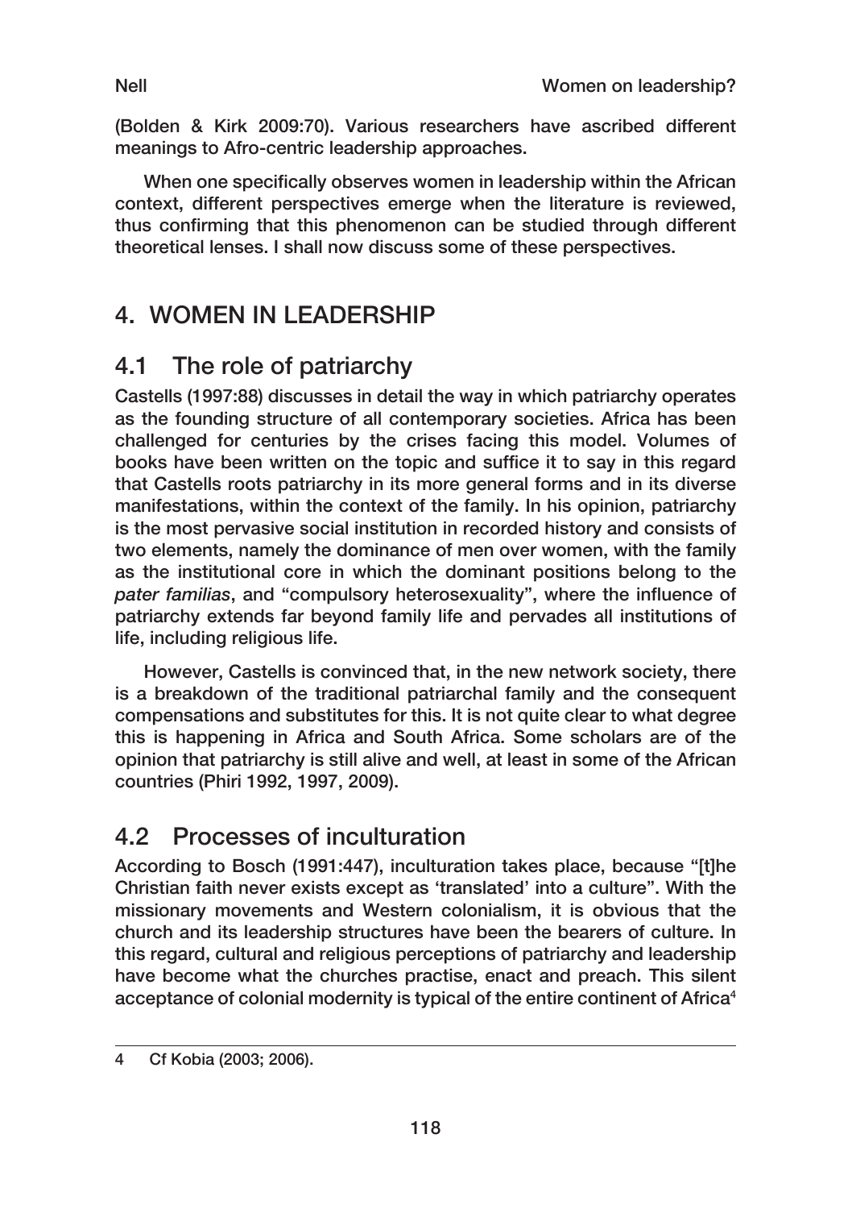(Bolden & Kirk 2009:70). Various researchers have ascribed different meanings to Afro-centric leadership approaches.

When one specifically observes women in leadership within the African context, different perspectives emerge when the literature is reviewed, thus confirming that this phenomenon can be studied through different theoretical lenses. I shall now discuss some of these perspectives.

## 4. WOMEN IN LEADERSHIP

### 4.1 The role of patriarchy

Castells (1997:88) discusses in detail the way in which patriarchy operates as the founding structure of all contemporary societies. Africa has been challenged for centuries by the crises facing this model. Volumes of books have been written on the topic and suffice it to say in this regard that Castells roots patriarchy in its more general forms and in its diverse manifestations, within the context of the family. In his opinion, patriarchy is the most pervasive social institution in recorded history and consists of two elements, namely the dominance of men over women, with the family as the institutional core in which the dominant positions belong to the *pater familias*, and "compulsory heterosexuality", where the influence of patriarchy extends far beyond family life and pervades all institutions of life, including religious life.

However, Castells is convinced that, in the new network society, there is a breakdown of the traditional patriarchal family and the consequent compensations and substitutes for this. It is not quite clear to what degree this is happening in Africa and South Africa. Some scholars are of the opinion that patriarchy is still alive and well, at least in some of the African countries (Phiri 1992, 1997, 2009).

### 4.2 Processes of inculturation

According to Bosch (1991:447), inculturation takes place, because "[t]he Christian faith never exists except as 'translated' into a culture". With the missionary movements and Western colonialism, it is obvious that the church and its leadership structures have been the bearers of culture. In this regard, cultural and religious perceptions of patriarchy and leadership have become what the churches practise, enact and preach. This silent acceptance of colonial modernity is typical of the entire continent of Africa[4]

4 Cf Kobia (2003; 2006).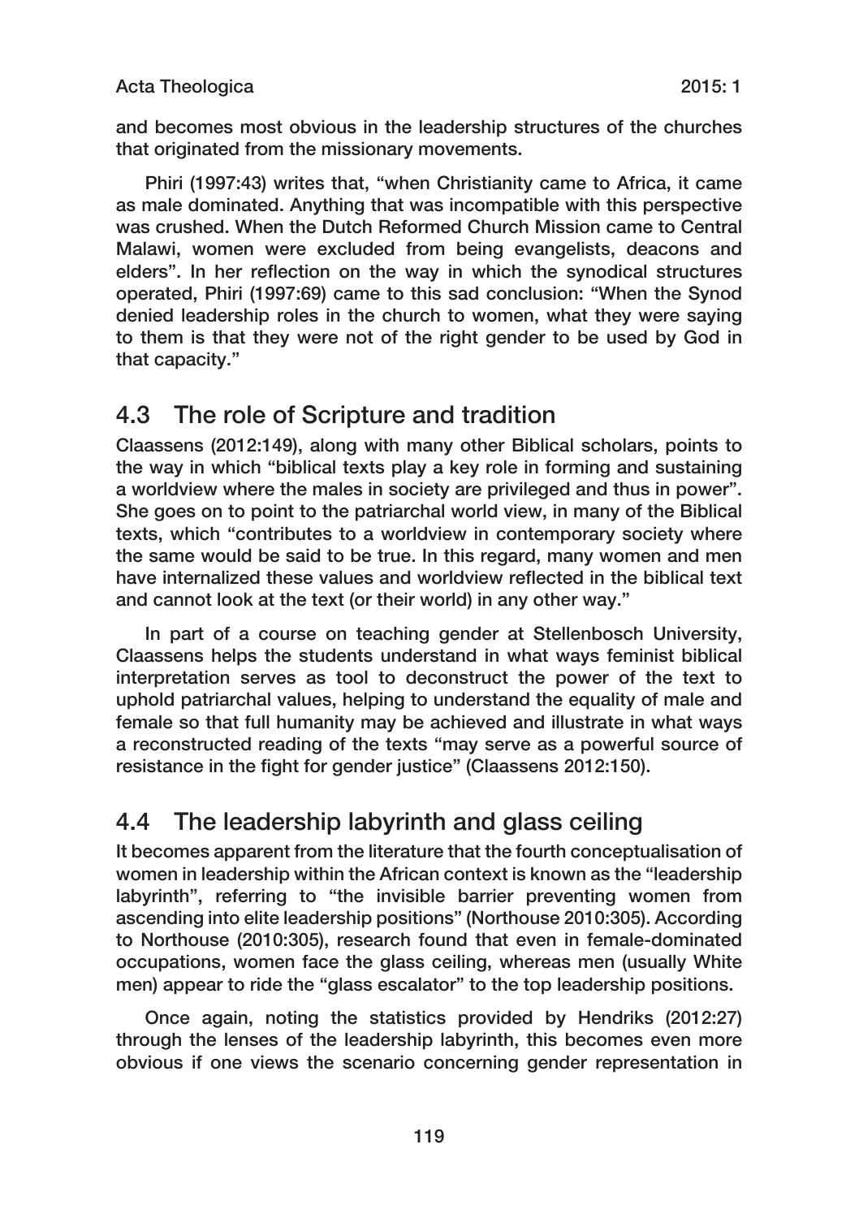and becomes most obvious in the leadership structures of the churches that originated from the missionary movements.

Phiri (1997:43) writes that, "when Christianity came to Africa, it came as male dominated. Anything that was incompatible with this perspective was crushed. When the Dutch Reformed Church Mission came to Central Malawi, women were excluded from being evangelists, deacons and elders". In her reflection on the way in which the synodical structures operated, Phiri (1997:69) came to this sad conclusion: "When the Synod denied leadership roles in the church to women, what they were saying to them is that they were not of the right gender to be used by God in that capacity."

## 4.3 The role of Scripture and tradition

Claassens (2012:149), along with many other Biblical scholars, points to the way in which "biblical texts play a key role in forming and sustaining a worldview where the males in society are privileged and thus in power". She goes on to point to the patriarchal world view, in many of the Biblical texts, which "contributes to a worldview in contemporary society where the same would be said to be true. In this regard, many women and men have internalized these values and worldview reflected in the biblical text and cannot look at the text (or their world) in any other way."

In part of a course on teaching gender at Stellenbosch University, Claassens helps the students understand in what ways feminist biblical interpretation serves as tool to deconstruct the power of the text to uphold patriarchal values, helping to understand the equality of male and female so that full humanity may be achieved and illustrate in what ways a reconstructed reading of the texts "may serve as a powerful source of resistance in the fight for gender justice" (Claassens 2012:150).

## 4.4 The leadership labyrinth and glass ceiling

It becomes apparent from the literature that the fourth conceptualisation of women in leadership within the African context is known as the "leadership labyrinth", referring to "the invisible barrier preventing women from ascending into elite leadership positions" (Northouse 2010:305). According to Northouse (2010:305), research found that even in female-dominated occupations, women face the glass ceiling, whereas men (usually White men) appear to ride the "glass escalator" to the top leadership positions.

Once again, noting the statistics provided by Hendriks (2012:27) through the lenses of the leadership labyrinth, this becomes even more obvious if one views the scenario concerning gender representation in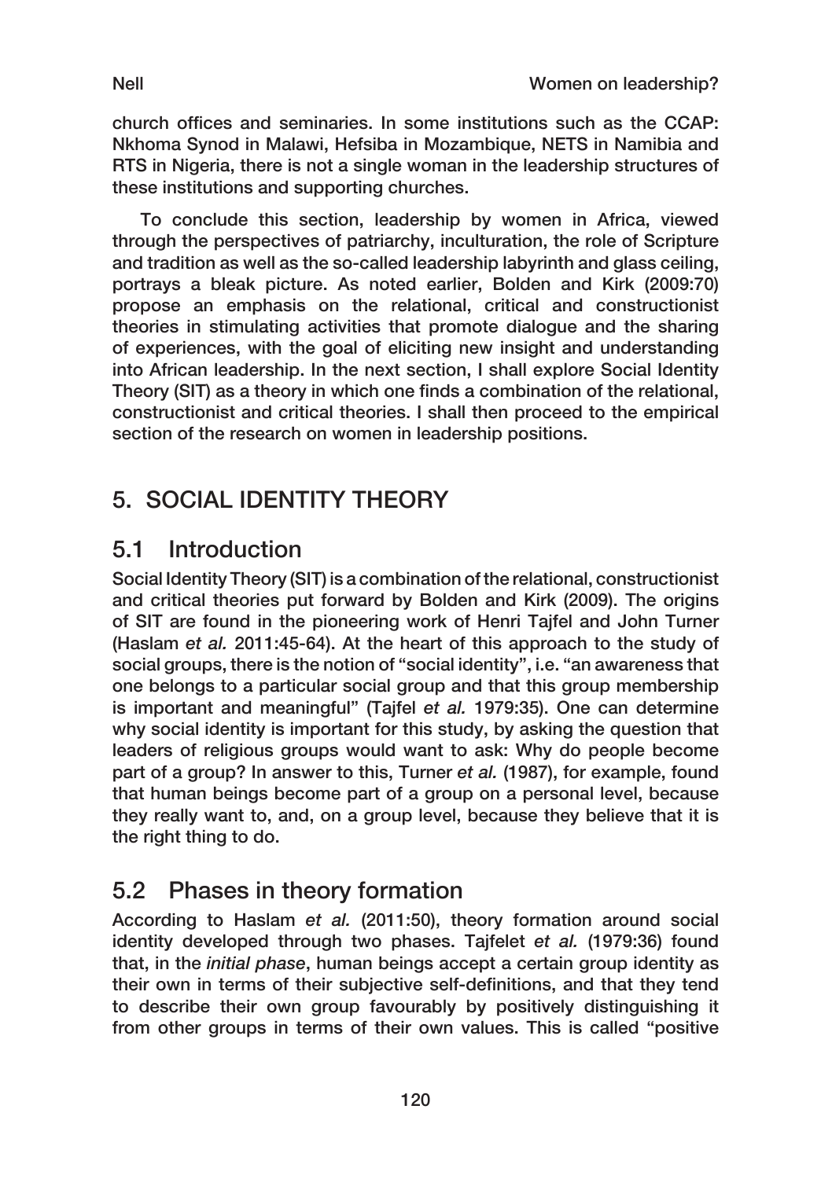church offices and seminaries. In some institutions such as the CCAP: Nkhoma Synod in Malawi, Hefsiba in Mozambique, NETS in Namibia and RTS in Nigeria, there is not a single woman in the leadership structures of these institutions and supporting churches.

To conclude this section, leadership by women in Africa, viewed through the perspectives of patriarchy, inculturation, the role of Scripture and tradition as well as the so-called leadership labyrinth and glass ceiling, portrays a bleak picture. As noted earlier, Bolden and Kirk (2009:70) propose an emphasis on the relational, critical and constructionist theories in stimulating activities that promote dialogue and the sharing of experiences, with the goal of eliciting new insight and understanding into African leadership. In the next section, I shall explore Social Identity Theory (SIT) as a theory in which one finds a combination of the relational, constructionist and critical theories. I shall then proceed to the empirical section of the research on women in leadership positions.

## 5. SOCIAL IDENTITY THEORY

### 5.1 Introduction

Social Identity Theory (SIT) is a combination of the relational, constructionist and critical theories put forward by Bolden and Kirk (2009). The origins of SIT are found in the pioneering work of Henri Tajfel and John Turner (Haslam *et al.* 2011:45-64). At the heart of this approach to the study of social groups, there is the notion of "social identity", i.e. "an awareness that one belongs to a particular social group and that this group membership is important and meaningful" (Tajfel *et al.* 1979:35). One can determine why social identity is important for this study, by asking the question that leaders of religious groups would want to ask: Why do people become part of a group? In answer to this, Turner *et al.* (1987), for example, found that human beings become part of a group on a personal level, because they really want to, and, on a group level, because they believe that it is the right thing to do.

### 5.2 Phases in theory formation

According to Haslam *et al.* (2011:50), theory formation around social identity developed through two phases. Tajfelet *et al.* (1979:36) found that, in the *initial phase*, human beings accept a certain group identity as their own in terms of their subjective self-definitions, and that they tend to describe their own group favourably by positively distinguishing it from other groups in terms of their own values. This is called "positive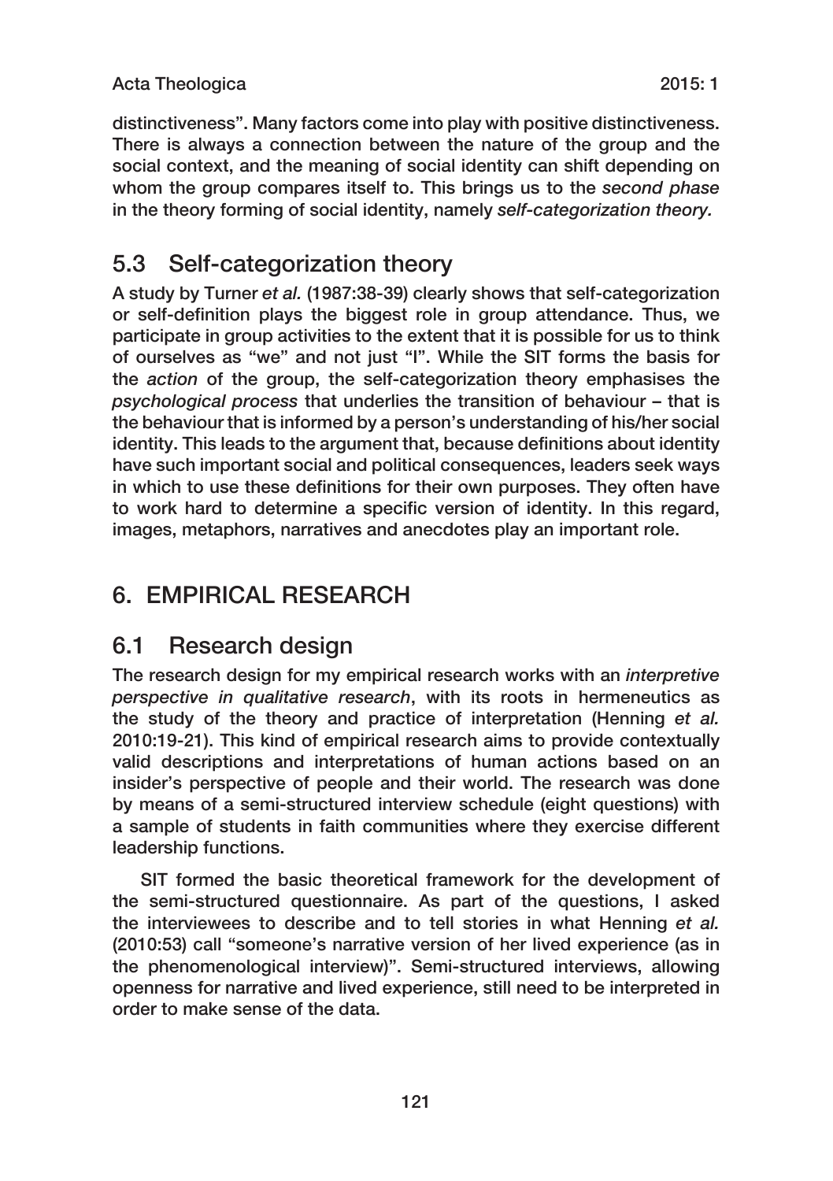distinctiveness". Many factors come into play with positive distinctiveness. There is always a connection between the nature of the group and the social context, and the meaning of social identity can shift depending on whom the group compares itself to. This brings us to the *second phase* in the theory forming of social identity, namely *self-categorization theory.*

## 5.3 Self-categorization theory

A study by Turner *et al.* (1987:38-39) clearly shows that self-categorization or self-definition plays the biggest role in group attendance. Thus, we participate in group activities to the extent that it is possible for us to think of ourselves as "we" and not just "I". While the SIT forms the basis for the *action* of the group, the self-categorization theory emphasises the *psychological process* that underlies the transition of behaviour – that is the behaviour that is informed by a person's understanding of his/her social identity. This leads to the argument that, because definitions about identity have such important social and political consequences, leaders seek ways in which to use these definitions for their own purposes. They often have to work hard to determine a specific version of identity. In this regard, images, metaphors, narratives and anecdotes play an important role.

# 6. EMPIRICAL RESEARCH

## 6.1 Research design

The research design for my empirical research works with an *interpretive perspective in qualitative research*, with its roots in hermeneutics as the study of the theory and practice of interpretation (Henning *et al.* 2010:19-21). This kind of empirical research aims to provide contextually valid descriptions and interpretations of human actions based on an insider's perspective of people and their world. The research was done by means of a semi-structured interview schedule (eight questions) with a sample of students in faith communities where they exercise different leadership functions.

SIT formed the basic theoretical framework for the development of the semi-structured questionnaire. As part of the questions, I asked the interviewees to describe and to tell stories in what Henning *et al.* (2010:53) call "someone's narrative version of her lived experience (as in the phenomenological interview)". Semi-structured interviews, allowing openness for narrative and lived experience, still need to be interpreted in order to make sense of the data.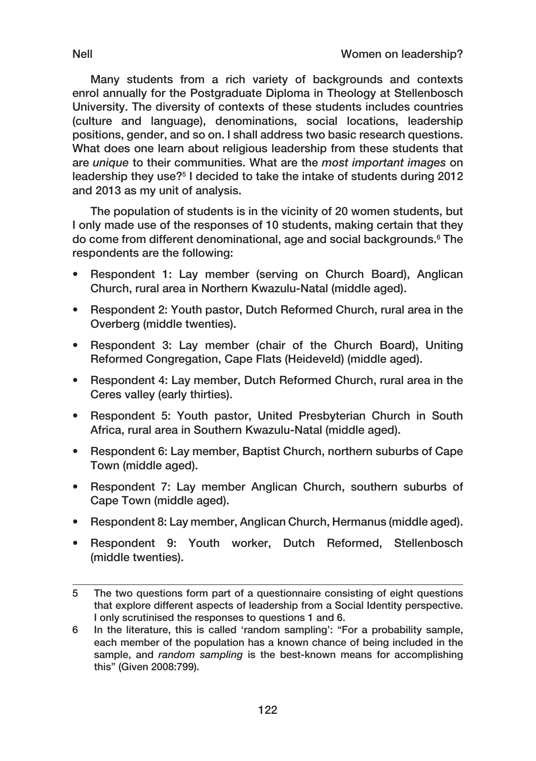Many students from a rich variety of backgrounds and contexts enrol annually for the Postgraduate Diploma in Theology at Stellenbosch University. The diversity of contexts of these students includes countries (culture and language), denominations, social locations, leadership positions, gender, and so on. I shall address two basic research questions. What does one learn about religious leadership from these students that are *unique* to their communities. What are the *most important images* on leadership they use?[5] I decided to take the intake of students during 2012 and 2013 as my unit of analysis.

The population of students is in the vicinity of 20 women students, but I only made use of the responses of 10 students, making certain that they do come from different denominational, age and social backgrounds.[6] The respondents are the following:

- Respondent 1: Lay member (serving on Church Board), Anglican Church, rural area in Northern Kwazulu-Natal (middle aged).
- Respondent 2: Youth pastor, Dutch Reformed Church, rural area in the Overberg (middle twenties).
- Respondent 3: Lay member (chair of the Church Board), Uniting Reformed Congregation, Cape Flats (Heideveld) (middle aged).
- Respondent 4: Lay member, Dutch Reformed Church, rural area in the Ceres valley (early thirties).
- Respondent 5: Youth pastor, United Presbyterian Church in South Africa, rural area in Southern Kwazulu-Natal (middle aged).
- Respondent 6: Lay member, Baptist Church, northern suburbs of Cape Town (middle aged).
- Respondent 7: Lay member Anglican Church, southern suburbs of Cape Town (middle aged).
- Respondent 8: Lay member, Anglican Church, Hermanus (middle aged).
- Respondent 9: Youth worker, Dutch Reformed, Stellenbosch (middle twenties).

---

5 The two questions form part of a questionnaire consisting of eight questions that explore different aspects of leadership from a Social Identity perspective. I only scrutinised the responses to questions 1 and 6.

6 In the literature, this is called 'random sampling': "For a probability sample, each member of the population has a known chance of being included in the sample, and *random sampling* is the best-known means for accomplishing this" (Given 2008:799).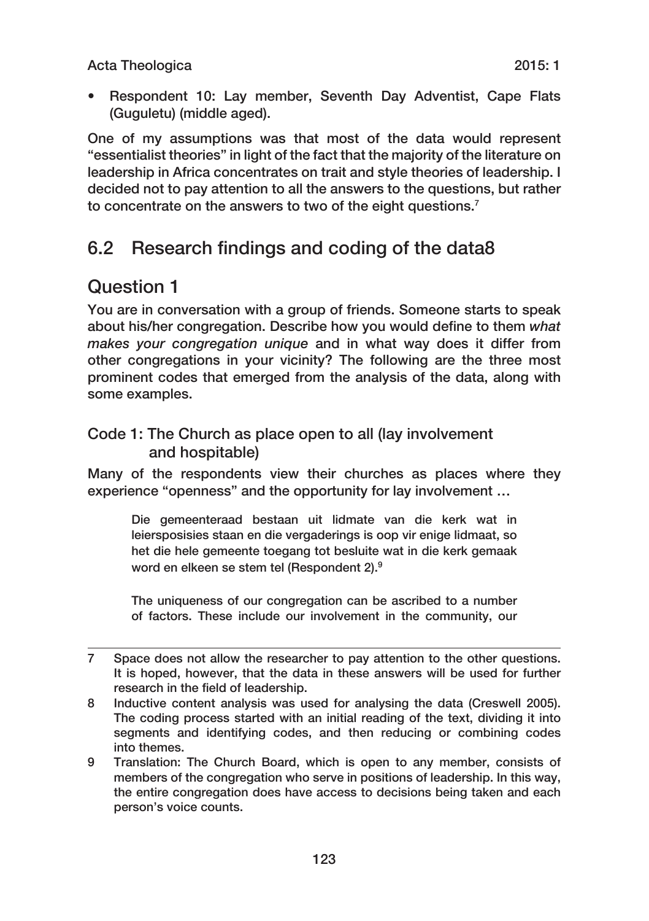- Respondent 10: Lay member, Seventh Day Adventist, Cape Flats (Guguletu) (middle aged).

One of my assumptions was that most of the data would represent "essentialist theories" in light of the fact that the majority of the literature on leadership in Africa concentrates on trait and style theories of leadership. I decided not to pay attention to all the answers to the questions, but rather to concentrate on the answers to two of the eight questions.[7]

## 6.2 Research findings and coding of the data8

## Question 1

You are in conversation with a group of friends. Someone starts to speak about his/her congregation. Describe how you would define to them *what makes your congregation unique* and in what way does it differ from other congregations in your vicinity? The following are the three most prominent codes that emerged from the analysis of the data, along with some examples.

### Code 1: The Church as place open to all (lay involvement and hospitable)

Many of the respondents view their churches as places where they experience "openness" and the opportunity for lay involvement …

> Die gemeenteraad bestaan uit lidmate van die kerk wat in leiersposisies staan en die vergaderings is oop vir enige lidmaat, so het die hele gemeente toegang tot besluite wat in die kerk gemaak word en elkeen se stem tel (Respondent 2).[9]

> The uniqueness of our congregation can be ascribed to a number of factors. These include our involvement in the community, our

---

7 Space does not allow the researcher to pay attention to the other questions. It is hoped, however, that the data in these answers will be used for further research in the field of leadership.

8 Inductive content analysis was used for analysing the data (Creswell 2005). The coding process started with an initial reading of the text, dividing it into segments and identifying codes, and then reducing or combining codes into themes.

9 Translation: The Church Board, which is open to any member, consists of members of the congregation who serve in positions of leadership. In this way, the entire congregation does have access to decisions being taken and each person's voice counts.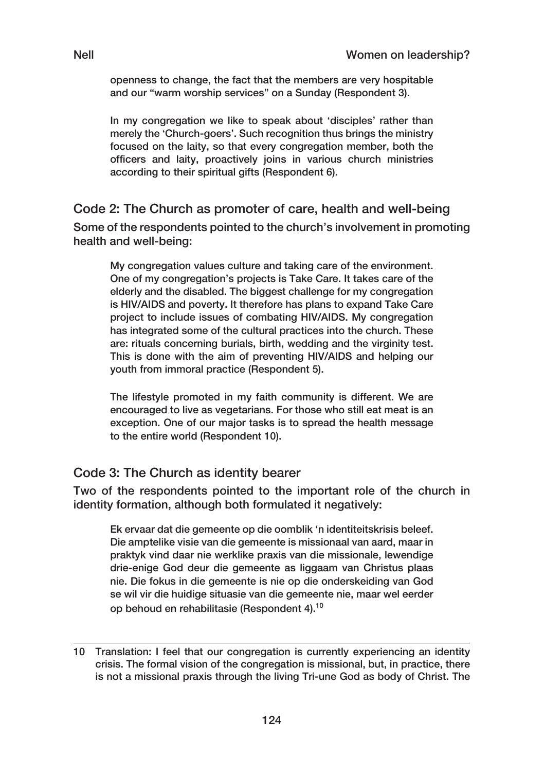> openness to change, the fact that the members are very hospitable and our "warm worship services" on a Sunday (Respondent 3).

> In my congregation we like to speak about 'disciples' rather than merely the 'Church-goers'. Such recognition thus brings the ministry focused on the laity, so that every congregation member, both the officers and laity, proactively joins in various church ministries according to their spiritual gifts (Respondent 6).

## Code 2: The Church as promoter of care, health and well-being

Some of the respondents pointed to the church's involvement in promoting health and well-being:

> My congregation values culture and taking care of the environment. One of my congregation's projects is Take Care. It takes care of the elderly and the disabled. The biggest challenge for my congregation is HIV/AIDS and poverty. It therefore has plans to expand Take Care project to include issues of combating HIV/AIDS. My congregation has integrated some of the cultural practices into the church. These are: rituals concerning burials, birth, wedding and the virginity test. This is done with the aim of preventing HIV/AIDS and helping our youth from immoral practice (Respondent 5).

> The lifestyle promoted in my faith community is different. We are encouraged to live as vegetarians. For those who still eat meat is an exception. One of our major tasks is to spread the health message to the entire world (Respondent 10).

## Code 3: The Church as identity bearer

Two of the respondents pointed to the important role of the church in identity formation, although both formulated it negatively:

> Ek ervaar dat die gemeente op die oomblik 'n identiteitskrisis beleef. Die amptelike visie van die gemeente is missionaal van aard, maar in praktyk vind daar nie werklike praxis van die missionale, lewendige drie-enige God deur die gemeente as liggaam van Christus plaas nie. Die fokus in die gemeente is nie op die onderskeiding van God se wil vir die huidige situasie van die gemeente nie, maar wel eerder op behoud en rehabilitasie (Respondent 4).[10]

---

10 Translation: I feel that our congregation is currently experiencing an identity crisis. The formal vision of the congregation is missional, but, in practice, there is not a missional praxis through the living Tri-une God as body of Christ. The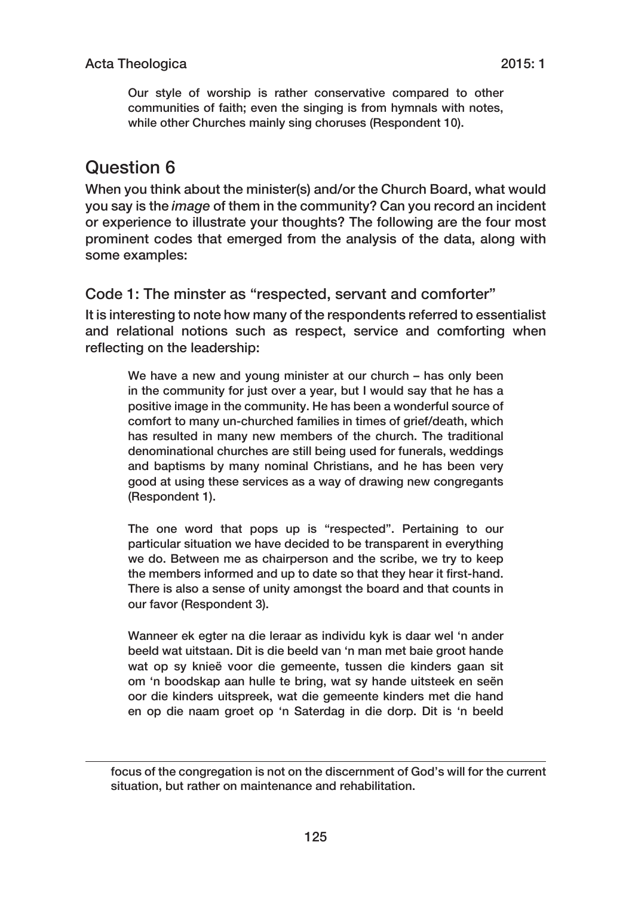> Our style of worship is rather conservative compared to other communities of faith; even the singing is from hymnals with notes, while other Churches mainly sing choruses (Respondent 10).

## Question 6

When you think about the minister(s) and/or the Church Board, what would you say is the *image* of them in the community? Can you record an incident or experience to illustrate your thoughts? The following are the four most prominent codes that emerged from the analysis of the data, along with some examples:

### Code 1: The minster as "respected, servant and comforter"

It is interesting to note how many of the respondents referred to essentialist and relational notions such as respect, service and comforting when reflecting on the leadership:

> We have a new and young minister at our church – has only been in the community for just over a year, but I would say that he has a positive image in the community. He has been a wonderful source of comfort to many un-churched families in times of grief/death, which has resulted in many new members of the church. The traditional denominational churches are still being used for funerals, weddings and baptisms by many nominal Christians, and he has been very good at using these services as a way of drawing new congregants (Respondent 1).

> The one word that pops up is "respected". Pertaining to our particular situation we have decided to be transparent in everything we do. Between me as chairperson and the scribe, we try to keep the members informed and up to date so that they hear it first-hand. There is also a sense of unity amongst the board and that counts in our favor (Respondent 3).

> Wanneer ek egter na die leraar as individu kyk is daar wel 'n ander beeld wat uitstaan. Dit is die beeld van 'n man met baie groot hande wat op sy knieë voor die gemeente, tussen die kinders gaan sit om 'n boodskap aan hulle te bring, wat sy hande uitsteek en seën oor die kinders uitspreek, wat die gemeente kinders met die hand en op die naam groet op 'n Saterdag in die dorp. Dit is 'n beeld

focus of the congregation is not on the discernment of God's will for the current situation, but rather on maintenance and rehabilitation.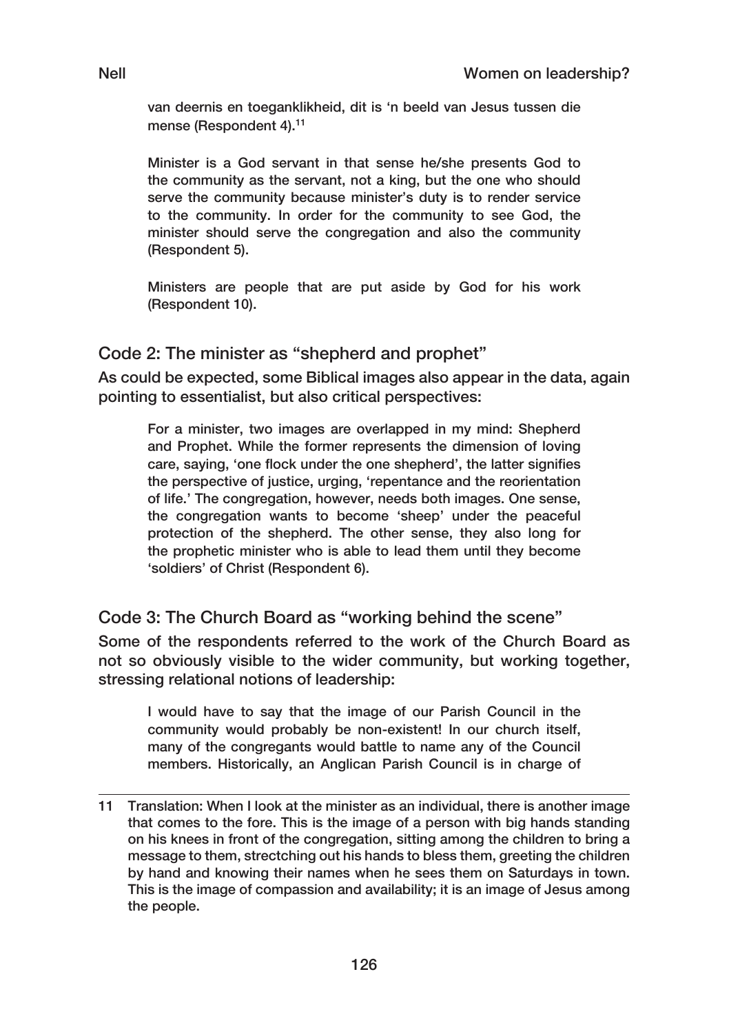> van deernis en toeganklikheid, dit is 'n beeld van Jesus tussen die mense (Respondent 4).[11]

> Minister is a God servant in that sense he/she presents God to the community as the servant, not a king, but the one who should serve the community because minister's duty is to render service to the community. In order for the community to see God, the minister should serve the congregation and also the community (Respondent 5).

> Ministers are people that are put aside by God for his work (Respondent 10).

## Code 2: The minister as "shepherd and prophet"

As could be expected, some Biblical images also appear in the data, again pointing to essentialist, but also critical perspectives:

> For a minister, two images are overlapped in my mind: Shepherd and Prophet. While the former represents the dimension of loving care, saying, 'one flock under the one shepherd', the latter signifies the perspective of justice, urging, 'repentance and the reorientation of life.' The congregation, however, needs both images. One sense, the congregation wants to become 'sheep' under the peaceful protection of the shepherd. The other sense, they also long for the prophetic minister who is able to lead them until they become 'soldiers' of Christ (Respondent 6).

## Code 3: The Church Board as "working behind the scene"

Some of the respondents referred to the work of the Church Board as not so obviously visible to the wider community, but working together, stressing relational notions of leadership:

> I would have to say that the image of our Parish Council in the community would probably be non-existent! In our church itself, many of the congregants would battle to name any of the Council members. Historically, an Anglican Parish Council is in charge of

---

11 Translation: When I look at the minister as an individual, there is another image that comes to the fore. This is the image of a person with big hands standing on his knees in front of the congregation, sitting among the children to bring a message to them, strectching out his hands to bless them, greeting the children by hand and knowing their names when he sees them on Saturdays in town. This is the image of compassion and availability; it is an image of Jesus among the people.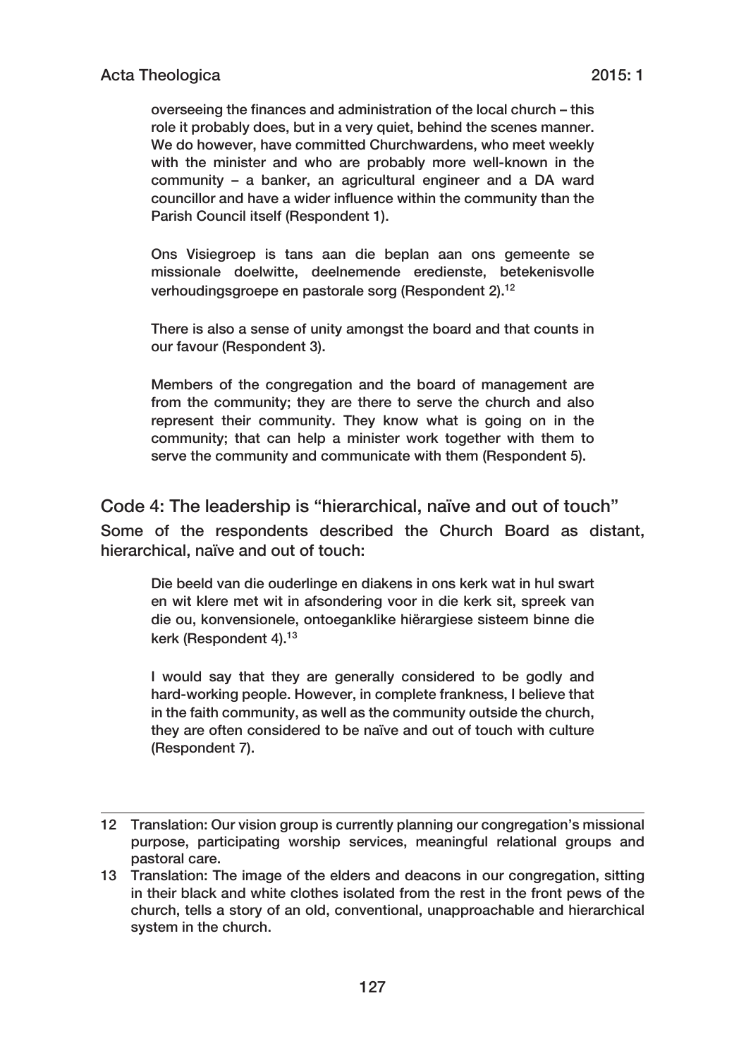> overseeing the finances and administration of the local church – this role it probably does, but in a very quiet, behind the scenes manner. We do however, have committed Churchwardens, who meet weekly with the minister and who are probably more well-known in the community – a banker, an agricultural engineer and a DA ward councillor and have a wider influence within the community than the Parish Council itself (Respondent 1).

> Ons Visiegroep is tans aan die beplan aan ons gemeente se missionale doelwitte, deelnemende eredienste, betekenisvolle verhoudingsgroepe en pastorale sorg (Respondent 2).[12]

> There is also a sense of unity amongst the board and that counts in our favour (Respondent 3).

> Members of the congregation and the board of management are from the community; they are there to serve the church and also represent their community. They know what is going on in the community; that can help a minister work together with them to serve the community and communicate with them (Respondent 5).

## Code 4: The leadership is "hierarchical, naïve and out of touch"

Some of the respondents described the Church Board as distant, hierarchical, naïve and out of touch:

> Die beeld van die ouderlinge en diakens in ons kerk wat in hul swart en wit klere met wit in afsondering voor in die kerk sit, spreek van die ou, konvensionele, ontoeganklike hiërargiese sisteem binne die kerk (Respondent 4).[13]

> I would say that they are generally considered to be godly and hard-working people. However, in complete frankness, I believe that in the faith community, as well as the community outside the church, they are often considered to be naïve and out of touch with culture (Respondent 7).

---

12 Translation: Our vision group is currently planning our congregation's missional purpose, participating worship services, meaningful relational groups and pastoral care.

13 Translation: The image of the elders and deacons in our congregation, sitting in their black and white clothes isolated from the rest in the front pews of the church, tells a story of an old, conventional, unapproachable and hierarchical system in the church.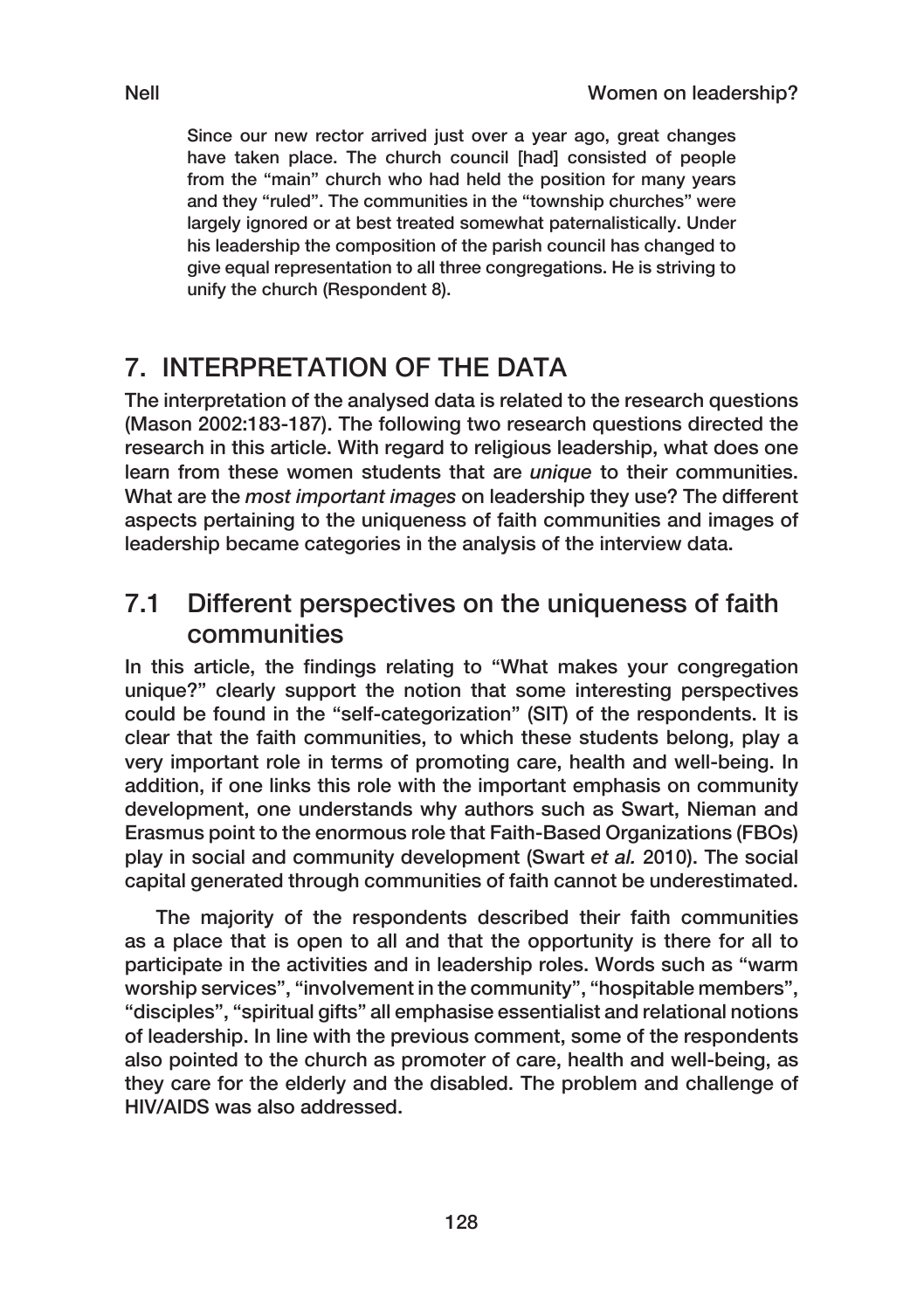> Since our new rector arrived just over a year ago, great changes have taken place. The church council [had] consisted of people from the "main" church who had held the position for many years and they "ruled". The communities in the "township churches" were largely ignored or at best treated somewhat paternalistically. Under his leadership the composition of the parish council has changed to give equal representation to all three congregations. He is striving to unify the church (Respondent 8).

## 7. INTERPRETATION OF THE DATA

The interpretation of the analysed data is related to the research questions (Mason 2002:183-187). The following two research questions directed the research in this article. With regard to religious leadership, what does one learn from these women students that are *unique* to their communities. What are the *most important images* on leadership they use? The different aspects pertaining to the uniqueness of faith communities and images of leadership became categories in the analysis of the interview data.

### 7.1 Different perspectives on the uniqueness of faith communities

In this article, the findings relating to "What makes your congregation unique?" clearly support the notion that some interesting perspectives could be found in the "self-categorization" (SIT) of the respondents. It is clear that the faith communities, to which these students belong, play a very important role in terms of promoting care, health and well-being. In addition, if one links this role with the important emphasis on community development, one understands why authors such as Swart, Nieman and Erasmus point to the enormous role that Faith-Based Organizations (FBOs) play in social and community development (Swart *et al.* 2010). The social capital generated through communities of faith cannot be underestimated.

The majority of the respondents described their faith communities as a place that is open to all and that the opportunity is there for all to participate in the activities and in leadership roles. Words such as "warm worship services", "involvement in the community", "hospitable members", "disciples", "spiritual gifts" all emphasise essentialist and relational notions of leadership. In line with the previous comment, some of the respondents also pointed to the church as promoter of care, health and well-being, as they care for the elderly and the disabled. The problem and challenge of HIV/AIDS was also addressed.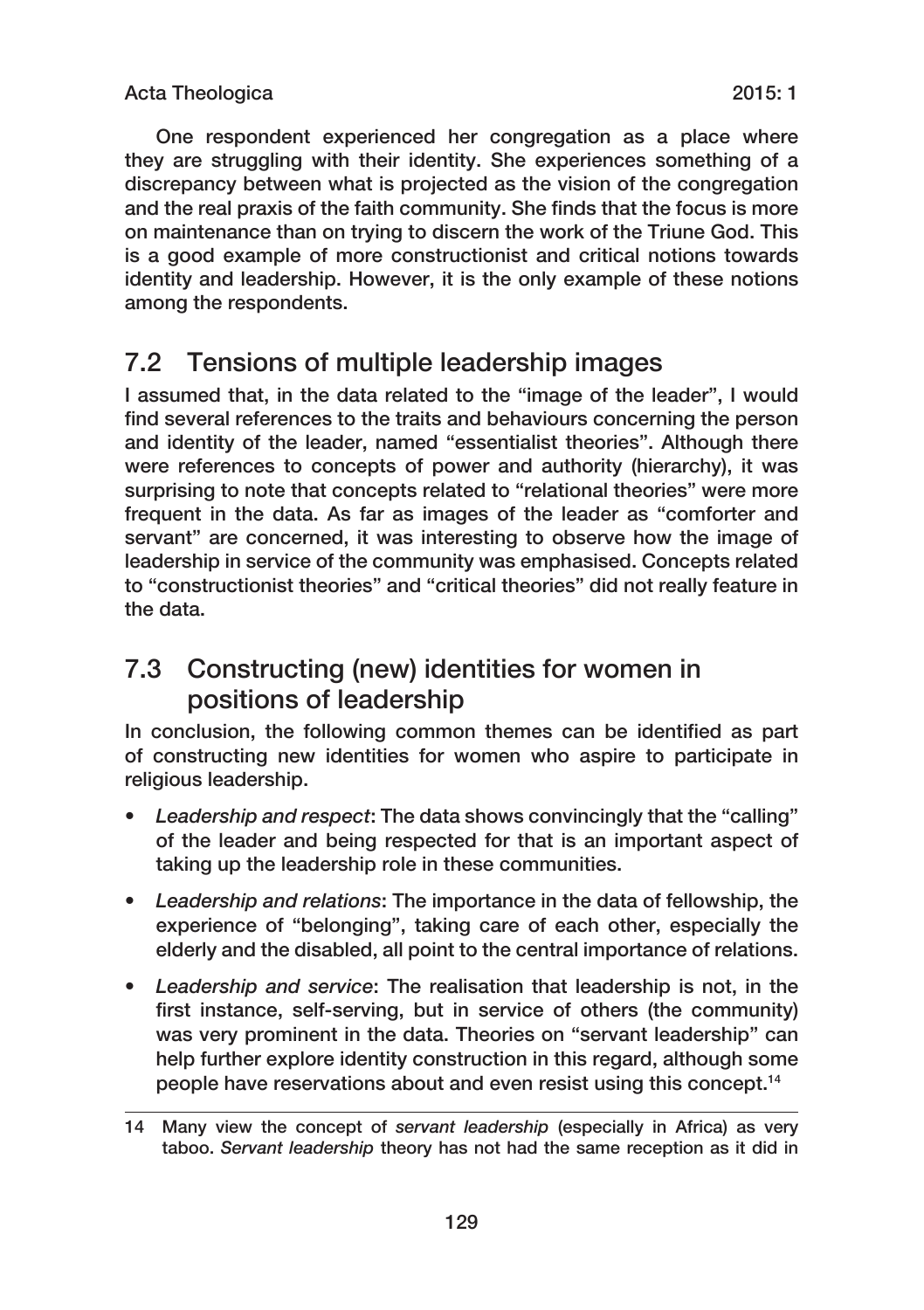One respondent experienced her congregation as a place where they are struggling with their identity. She experiences something of a discrepancy between what is projected as the vision of the congregation and the real praxis of the faith community. She finds that the focus is more on maintenance than on trying to discern the work of the Triune God. This is a good example of more constructionist and critical notions towards identity and leadership. However, it is the only example of these notions among the respondents.

## 7.2 Tensions of multiple leadership images

I assumed that, in the data related to the "image of the leader", I would find several references to the traits and behaviours concerning the person and identity of the leader, named "essentialist theories". Although there were references to concepts of power and authority (hierarchy), it was surprising to note that concepts related to "relational theories" were more frequent in the data. As far as images of the leader as "comforter and servant" are concerned, it was interesting to observe how the image of leadership in service of the community was emphasised. Concepts related to "constructionist theories" and "critical theories" did not really feature in the data.

## 7.3 Constructing (new) identities for women in positions of leadership

In conclusion, the following common themes can be identified as part of constructing new identities for women who aspire to participate in religious leadership.

- *Leadership and respect*: The data shows convincingly that the "calling" of the leader and being respected for that is an important aspect of taking up the leadership role in these communities.
- *Leadership and relations*: The importance in the data of fellowship, the experience of "belonging", taking care of each other, especially the elderly and the disabled, all point to the central importance of relations.
- *Leadership and service*: The realisation that leadership is not, in the first instance, self-serving, but in service of others (the community) was very prominent in the data. Theories on "servant leadership" can help further explore identity construction in this regard, although some people have reservations about and even resist using this concept.[14]

---

14 Many view the concept of *servant leadership* (especially in Africa) as very taboo. *Servant leadership* theory has not had the same reception as it did in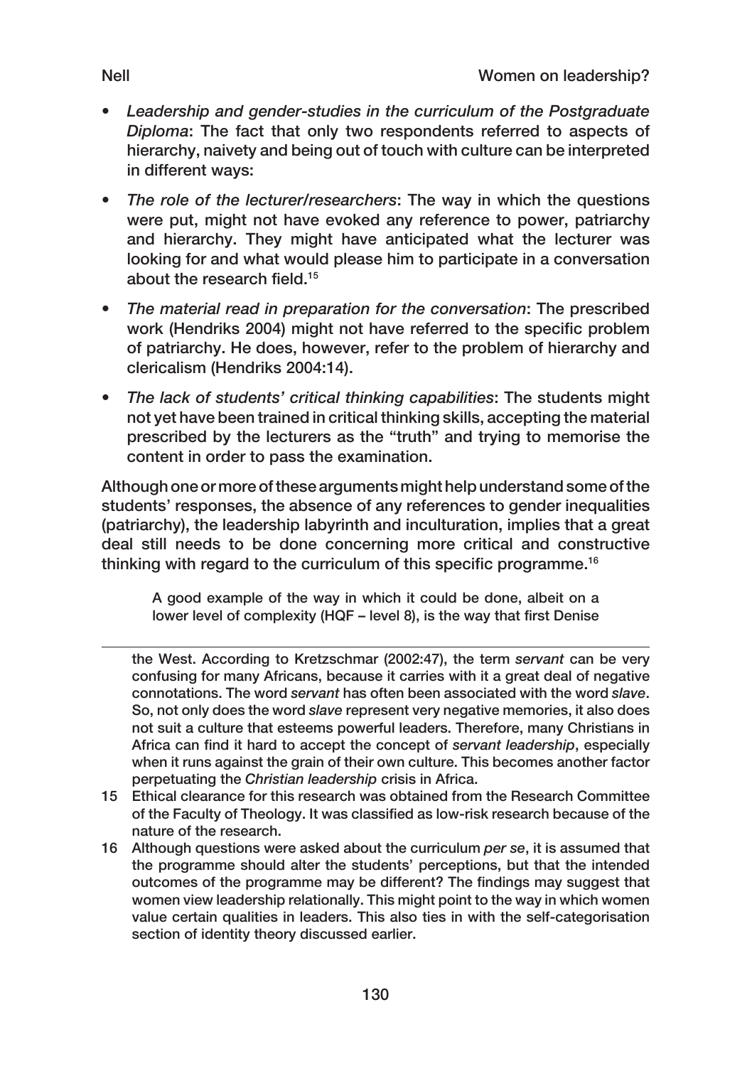- *Leadership and gender-studies in the curriculum of the Postgraduate Diploma*: The fact that only two respondents referred to aspects of hierarchy, naivety and being out of touch with culture can be interpreted in different ways:
- *The role of the lecturer/researchers*: The way in which the questions were put, might not have evoked any reference to power, patriarchy and hierarchy. They might have anticipated what the lecturer was looking for and what would please him to participate in a conversation about the research field.[15]
- *The material read in preparation for the conversation*: The prescribed work (Hendriks 2004) might not have referred to the specific problem of patriarchy. He does, however, refer to the problem of hierarchy and clericalism (Hendriks 2004:14).
- *The lack of students' critical thinking capabilities*: The students might not yet have been trained in critical thinking skills, accepting the material prescribed by the lecturers as the "truth" and trying to memorise the content in order to pass the examination.

Although one or more of these arguments might help understand some of the students' responses, the absence of any references to gender inequalities (patriarchy), the leadership labyrinth and inculturation, implies that a great deal still needs to be done concerning more critical and constructive thinking with regard to the curriculum of this specific programme.[16]

> A good example of the way in which it could be done, albeit on a lower level of complexity (HQF – level 8), is the way that first Denise

---

the West. According to Kretzschmar (2002:47), the term *servant* can be very confusing for many Africans, because it carries with it a great deal of negative connotations. The word *servant* has often been associated with the word *slave*. So, not only does the word *slave* represent very negative memories, it also does not suit a culture that esteems powerful leaders. Therefore, many Christians in Africa can find it hard to accept the concept of *servant leadership*, especially when it runs against the grain of their own culture. This becomes another factor perpetuating the *Christian leadership* crisis in Africa.

15 Ethical clearance for this research was obtained from the Research Committee of the Faculty of Theology. It was classified as low-risk research because of the nature of the research.

16 Although questions were asked about the curriculum *per se*, it is assumed that the programme should alter the students' perceptions, but that the intended outcomes of the programme may be different? The findings may suggest that women view leadership relationally. This might point to the way in which women value certain qualities in leaders. This also ties in with the self-categorisation section of identity theory discussed earlier.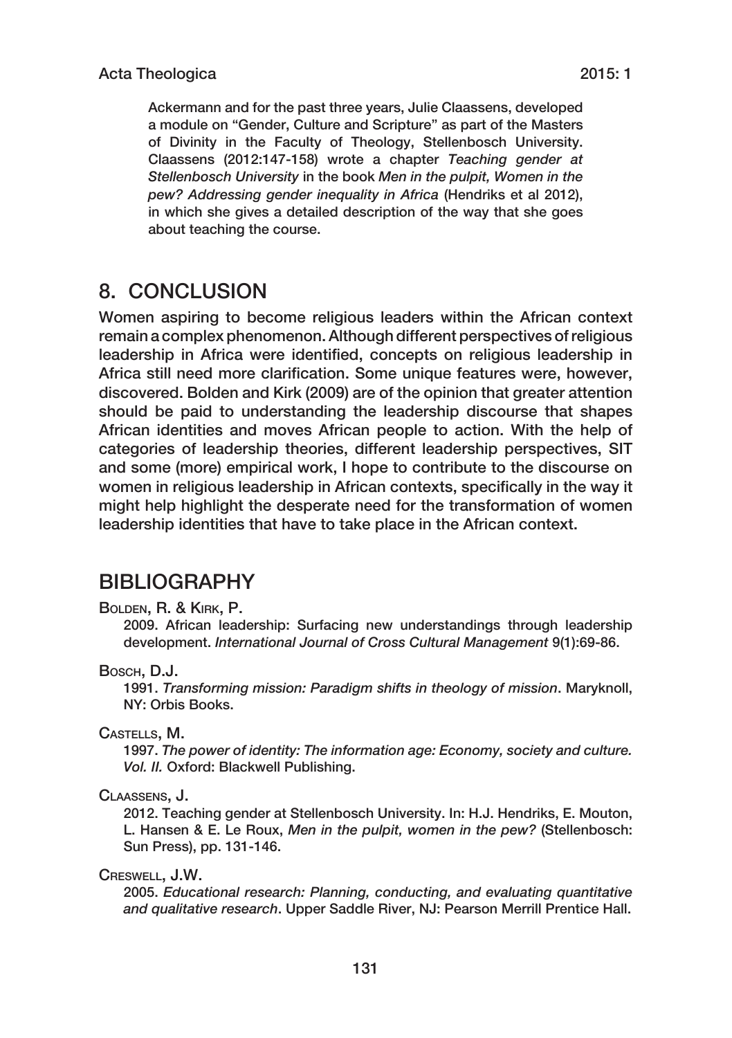Ackermann and for the past three years, Julie Claassens, developed a module on "Gender, Culture and Scripture" as part of the Masters of Divinity in the Faculty of Theology, Stellenbosch University. Claassens (2012:147-158) wrote a chapter *Teaching gender at Stellenbosch University* in the book *Men in the pulpit, Women in the pew? Addressing gender inequality in Africa* (Hendriks et al 2012), in which she gives a detailed description of the way that she goes about teaching the course.

## 8. CONCLUSION

Women aspiring to become religious leaders within the African context remain a complex phenomenon. Although different perspectives of religious leadership in Africa were identified, concepts on religious leadership in Africa still need more clarification. Some unique features were, however, discovered. Bolden and Kirk (2009) are of the opinion that greater attention should be paid to understanding the leadership discourse that shapes African identities and moves African people to action. With the help of categories of leadership theories, different leadership perspectives, SIT and some (more) empirical work, I hope to contribute to the discourse on women in religious leadership in African contexts, specifically in the way it might help highlight the desperate need for the transformation of women leadership identities that have to take place in the African context.

## BIBLIOGRAPHY

Bolden, R. & Kirk, P.

2009. African leadership: Surfacing new understandings through leadership development. *International Journal of Cross Cultural Management* 9(1):69-86.

Bosch, D.J.

1991. *Transforming mission: Paradigm shifts in theology of mission*. Maryknoll, NY: Orbis Books.

Castells, M.

1997. *The power of identity: The information age: Economy, society and culture. Vol. II.* Oxford: Blackwell Publishing.

Claassens, J.

2012. Teaching gender at Stellenbosch University. In: H.J. Hendriks, E. Mouton, L. Hansen & E. Le Roux, *Men in the pulpit, women in the pew?* (Stellenbosch: Sun Press), pp. 131-146.

Creswell, J.W.

2005. *Educational research: Planning, conducting, and evaluating quantitative and qualitative research*. Upper Saddle River, NJ: Pearson Merrill Prentice Hall.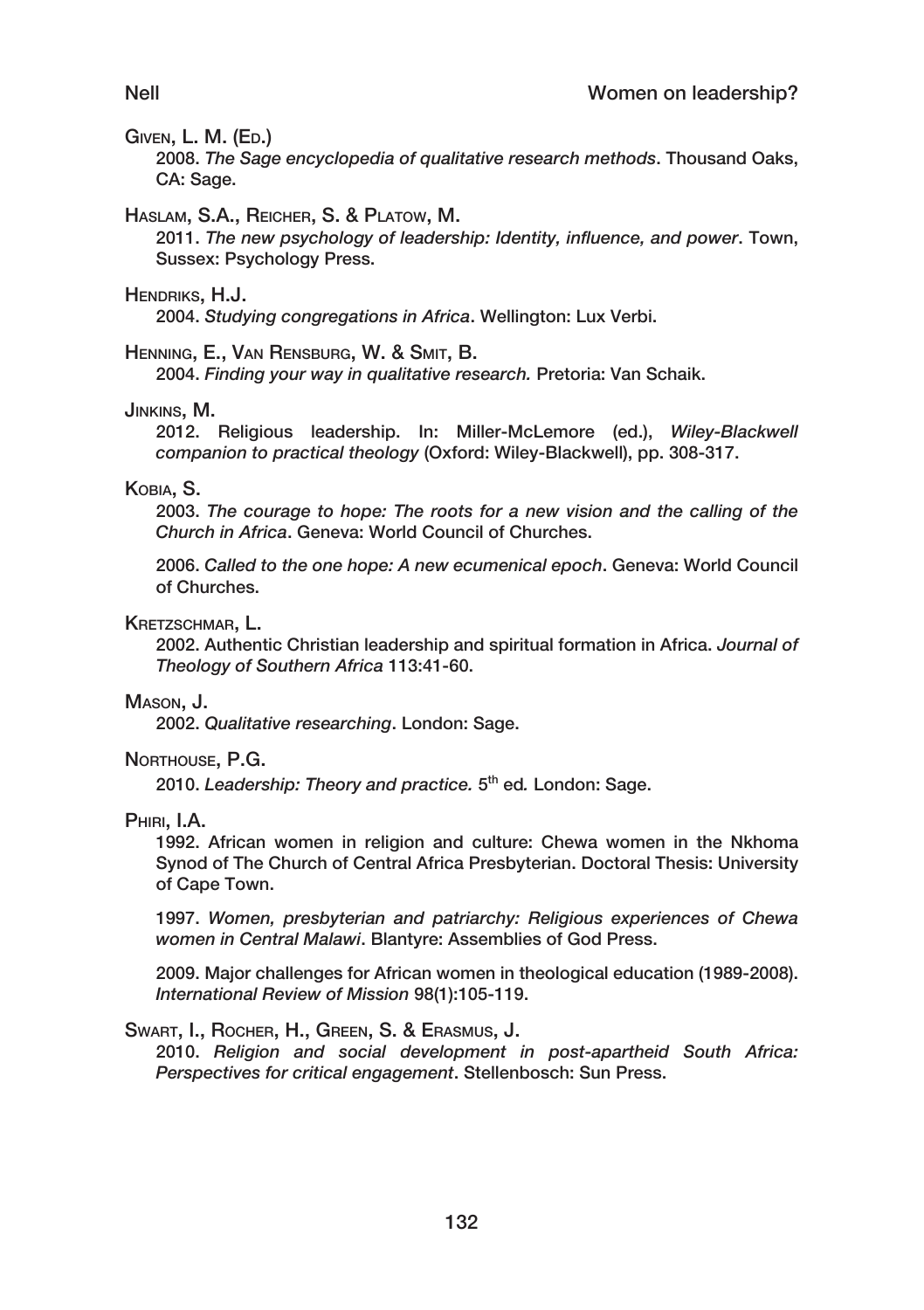Given, L. M. (Ed.)

2008. *The Sage encyclopedia of qualitative research methods*. Thousand Oaks, CA: Sage.

Haslam, S.A., Reicher, S. & Platow, M.

2011. *The new psychology of leadership: Identity, influence, and power*. Town, Sussex: Psychology Press.

Hendriks, H.J.

2004. *Studying congregations in Africa*. Wellington: Lux Verbi.

Henning, E., Van Rensburg, W. & Smit, B.

2004. *Finding your way in qualitative research.* Pretoria: Van Schaik.

Jinkins, M.

2012. Religious leadership. In: Miller-McLemore (ed.), *Wiley-Blackwell companion to practical theology* (Oxford: Wiley-Blackwell), pp. 308-317.

Kobia, S.

2003. *The courage to hope: The roots for a new vision and the calling of the Church in Africa*. Geneva: World Council of Churches.

2006. *Called to the one hope: A new ecumenical epoch*. Geneva: World Council of Churches.

Kretzschmar, L.

2002. Authentic Christian leadership and spiritual formation in Africa. *Journal of Theology of Southern Africa* 113:41-60.

Mason, J.

2002. *Qualitative researching*. London: Sage.

Northouse, P.G.

2010. *Leadership: Theory and practice.* 5th ed*.* London: Sage.

Phiri, I.A.

1992. African women in religion and culture: Chewa women in the Nkhoma Synod of The Church of Central Africa Presbyterian. Doctoral Thesis: University of Cape Town.

1997. *Women, presbyterian and patriarchy: Religious experiences of Chewa women in Central Malawi*. Blantyre: Assemblies of God Press.

2009. Major challenges for African women in theological education (1989-2008). *International Review of Mission* 98(1):105-119.

Swart, I., Rocher, H., Green, S. & Erasmus, J.

2010. *Religion and social development in post-apartheid South Africa: Perspectives for critical engagement*. Stellenbosch: Sun Press.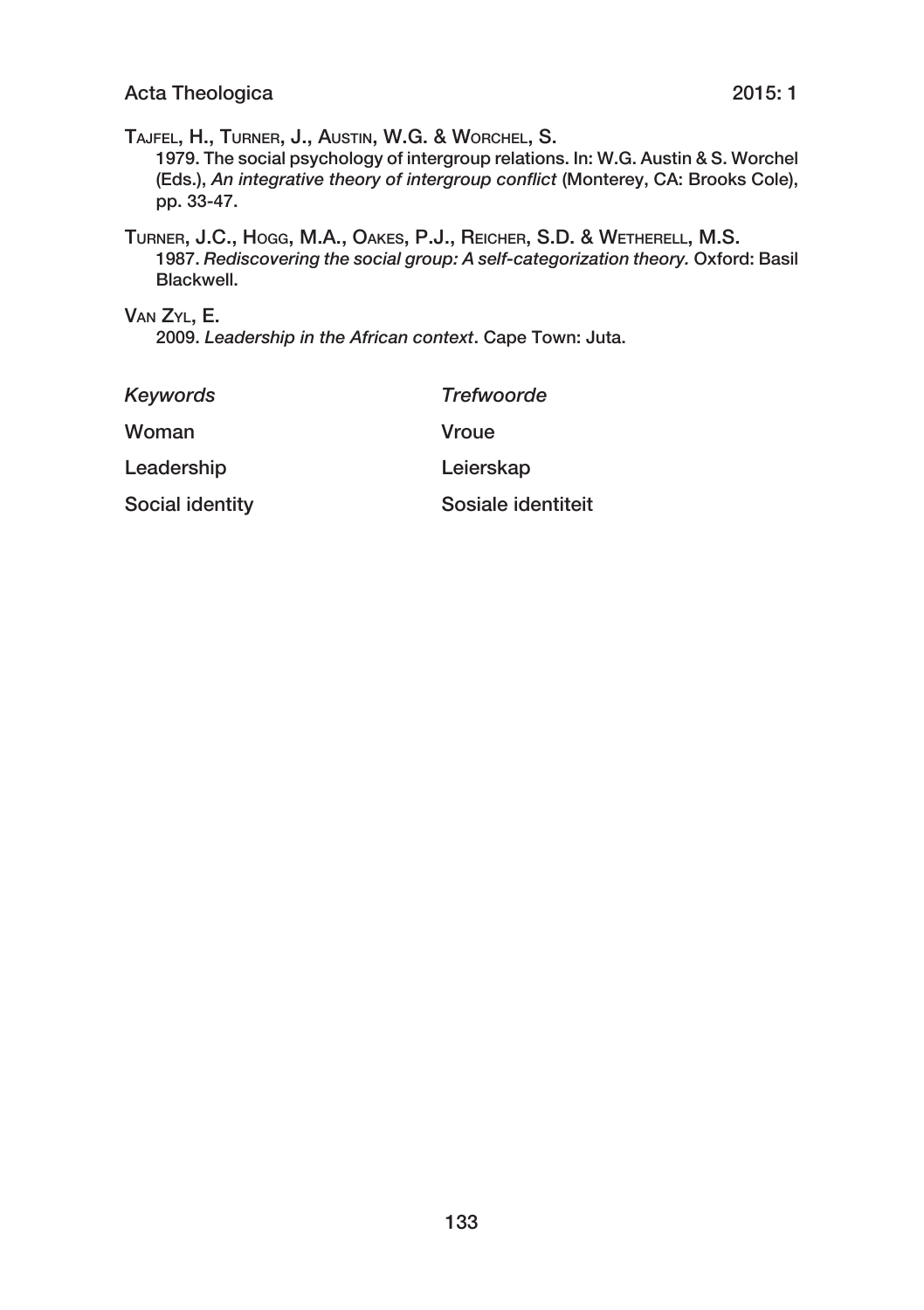Tajfel, H., Turner, J., Austin, W.G. & Worchel, S.
1979. The social psychology of intergroup relations. In: W.G. Austin & S. Worchel (Eds.), *An integrative theory of intergroup conflict* (Monterey, CA: Brooks Cole), pp. 33-47.

Turner, J.C., Hogg, M.A., Oakes, P.J., Reicher, S.D. & Wetherell, M.S.
1987. *Rediscovering the social group: A self-categorization theory.* Oxford: Basil Blackwell.

Van Zyl, E.
2009. *Leadership in the African context*. Cape Town: Juta.

| *Keywords* | *Trefwoorde* |
| --- | --- |
| Woman | Vroue |
| Leadership | Leierskap |
| Social identity | Sosiale identiteit |